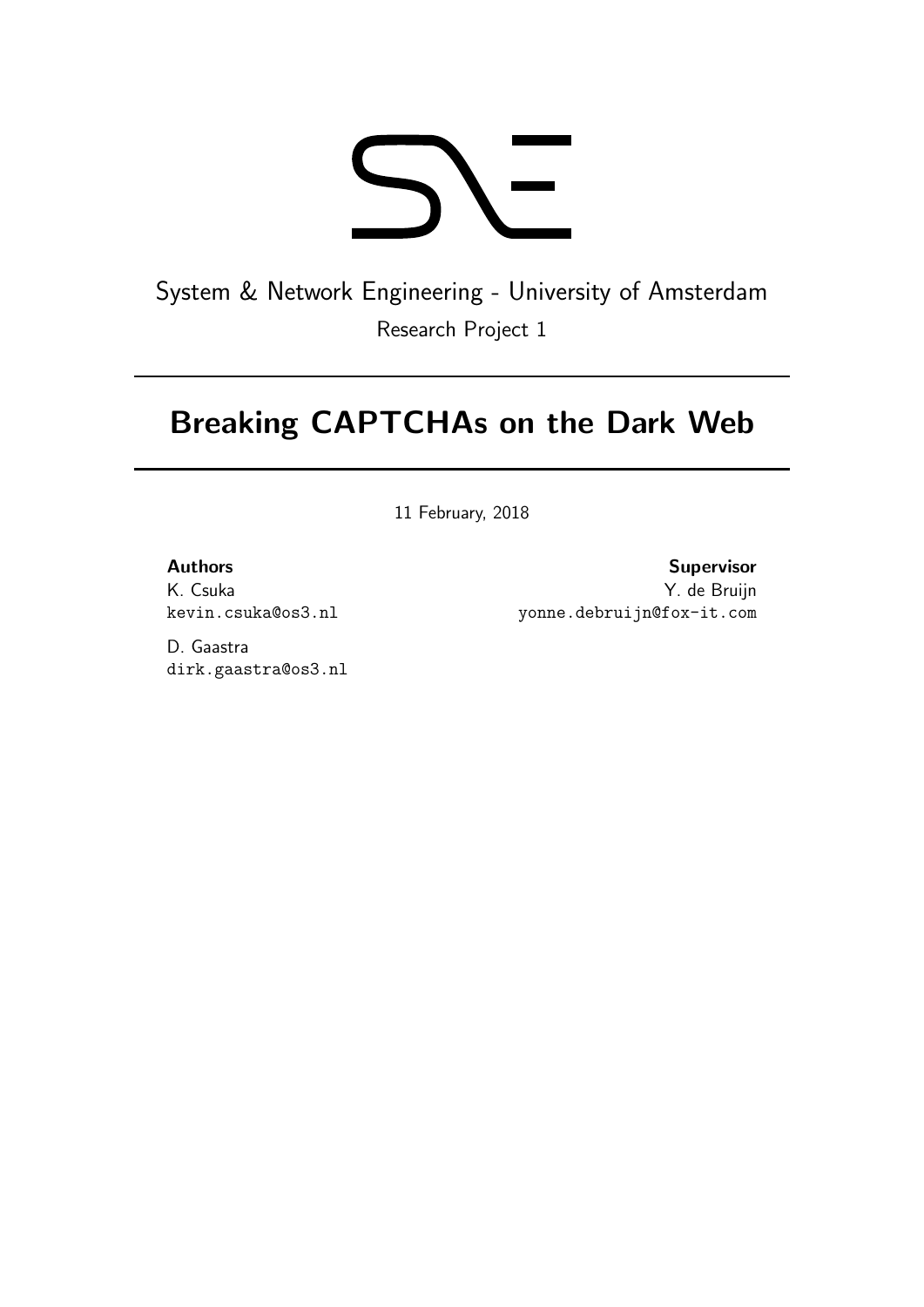System & Network Engineering - University of Amsterdam

Research Project 1

# Breaking CAPTCHAs on the Dark Web

11 February, 2018

**Authors**

K. Csuka
kevin.csuka@os3.nl

D. Gaastra
dirk.gaastra@os3.nl

**Supervisor**

Y. de Bruijn
yonne.debruijn@fox-it.com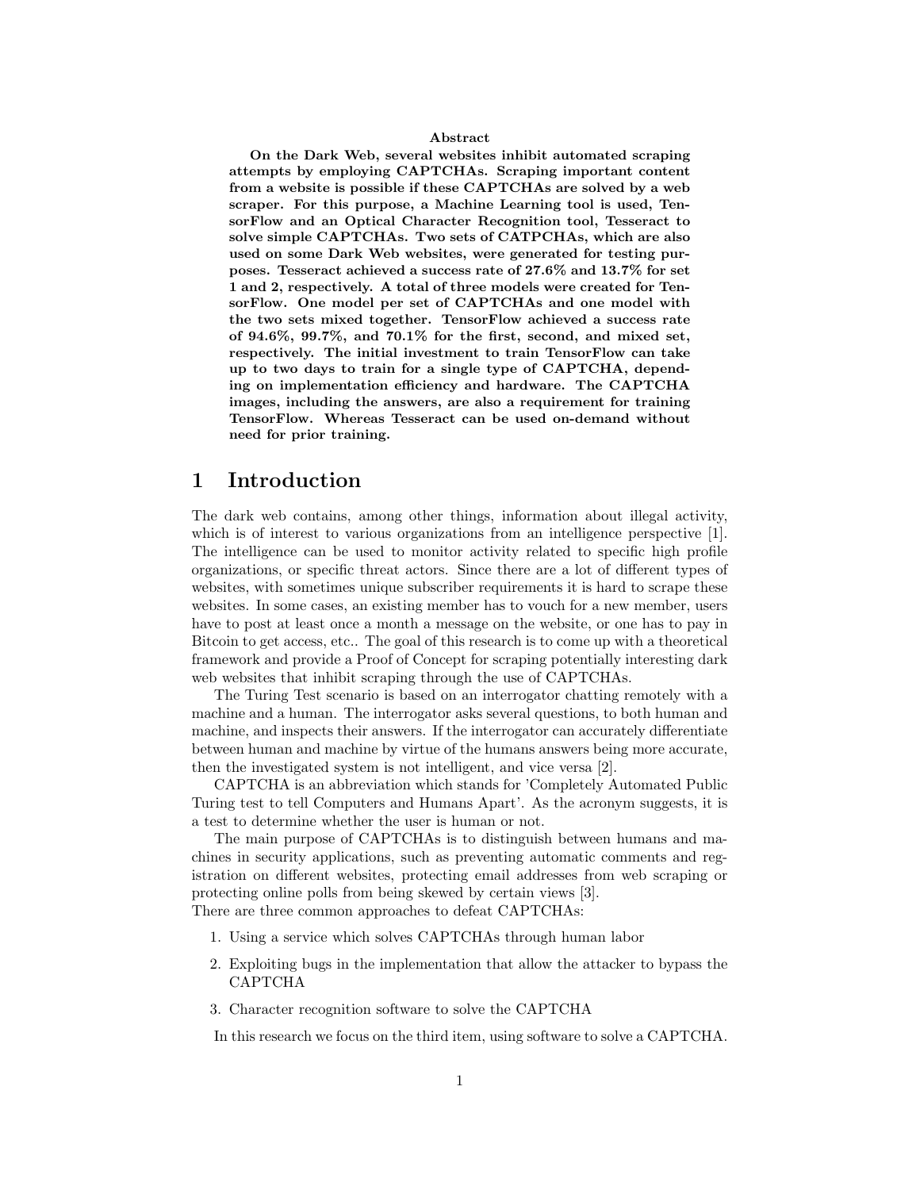**Abstract**

**On the Dark Web, several websites inhibit automated scraping attempts by employing CAPTCHAs. Scraping important content from a website is possible if these CAPTCHAs are solved by a web scraper. For this purpose, a Machine Learning tool is used, TensorFlow and an Optical Character Recognition tool, Tesseract to solve simple CAPTCHAs. Two sets of CATPCHAs, which are also used on some Dark Web websites, were generated for testing purposes. Tesseract achieved a success rate of 27.6% and 13.7% for set 1 and 2, respectively. A total of three models were created for TensorFlow. One model per set of CAPTCHAs and one model with the two sets mixed together. TensorFlow achieved a success rate of 94.6%, 99.7%, and 70.1% for the first, second, and mixed set, respectively. The initial investment to train TensorFlow can take up to two days to train for a single type of CAPTCHA, depending on implementation efficiency and hardware. The CAPTCHA images, including the answers, are also a requirement for training TensorFlow. Whereas Tesseract can be used on-demand without need for prior training.**

# 1 Introduction

The dark web contains, among other things, information about illegal activity, which is of interest to various organizations from an intelligence perspective [1]. The intelligence can be used to monitor activity related to specific high profile organizations, or specific threat actors. Since there are a lot of different types of websites, with sometimes unique subscriber requirements it is hard to scrape these websites. In some cases, an existing member has to vouch for a new member, users have to post at least once a month a message on the website, or one has to pay in Bitcoin to get access, etc.. The goal of this research is to come up with a theoretical framework and provide a Proof of Concept for scraping potentially interesting dark web websites that inhibit scraping through the use of CAPTCHAs.

The Turing Test scenario is based on an interrogator chatting remotely with a machine and a human. The interrogator asks several questions, to both human and machine, and inspects their answers. If the interrogator can accurately differentiate between human and machine by virtue of the humans answers being more accurate, then the investigated system is not intelligent, and vice versa [2].

CAPTCHA is an abbreviation which stands for 'Completely Automated Public Turing test to tell Computers and Humans Apart'. As the acronym suggests, it is a test to determine whether the user is human or not.

The main purpose of CAPTCHAs is to distinguish between humans and machines in security applications, such as preventing automatic comments and registration on different websites, protecting email addresses from web scraping or protecting online polls from being skewed by certain views [3].
There are three common approaches to defeat CAPTCHAs:

1. Using a service which solves CAPTCHAs through human labor
2. Exploiting bugs in the implementation that allow the attacker to bypass the CAPTCHA
3. Character recognition software to solve the CAPTCHA

In this research we focus on the third item, using software to solve a CAPTCHA.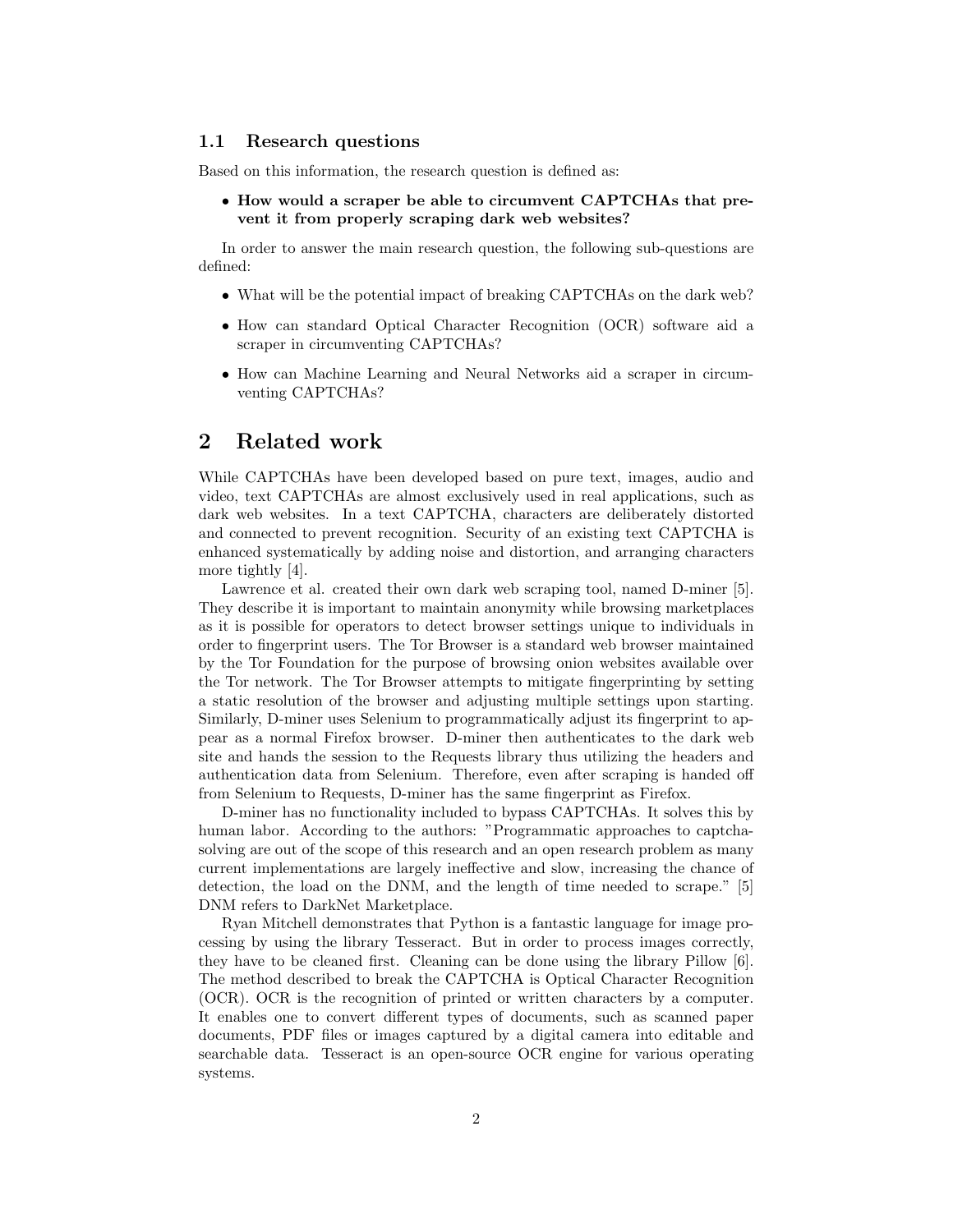### 1.1 Research questions

Based on this information, the research question is defined as:

- **How would a scraper be able to circumvent CAPTCHAs that prevent it from properly scraping dark web websites?**

In order to answer the main research question, the following sub-questions are defined:

- What will be the potential impact of breaking CAPTCHAs on the dark web?
- How can standard Optical Character Recognition (OCR) software aid a scraper in circumventing CAPTCHAs?
- How can Machine Learning and Neural Networks aid a scraper in circumventing CAPTCHAs?

## 2 Related work

While CAPTCHAs have been developed based on pure text, images, audio and video, text CAPTCHAs are almost exclusively used in real applications, such as dark web websites. In a text CAPTCHA, characters are deliberately distorted and connected to prevent recognition. Security of an existing text CAPTCHA is enhanced systematically by adding noise and distortion, and arranging characters more tightly [4].

Lawrence et al. created their own dark web scraping tool, named D-miner [5]. They describe it is important to maintain anonymity while browsing marketplaces as it is possible for operators to detect browser settings unique to individuals in order to fingerprint users. The Tor Browser is a standard web browser maintained by the Tor Foundation for the purpose of browsing onion websites available over the Tor network. The Tor Browser attempts to mitigate fingerprinting by setting a static resolution of the browser and adjusting multiple settings upon starting. Similarly, D-miner uses Selenium to programmatically adjust its fingerprint to appear as a normal Firefox browser. D-miner then authenticates to the dark web site and hands the session to the Requests library thus utilizing the headers and authentication data from Selenium. Therefore, even after scraping is handed off from Selenium to Requests, D-miner has the same fingerprint as Firefox.

D-miner has no functionality included to bypass CAPTCHAs. It solves this by human labor. According to the authors: "Programmatic approaches to captcha-solving are out of the scope of this research and an open research problem as many current implementations are largely ineffective and slow, increasing the chance of detection, the load on the DNM, and the length of time needed to scrape." [5] DNM refers to DarkNet Marketplace.

Ryan Mitchell demonstrates that Python is a fantastic language for image processing by using the library Tesseract. But in order to process images correctly, they have to be cleaned first. Cleaning can be done using the library Pillow [6]. The method described to break the CAPTCHA is Optical Character Recognition (OCR). OCR is the recognition of printed or written characters by a computer. It enables one to convert different types of documents, such as scanned paper documents, PDF files or images captured by a digital camera into editable and searchable data. Tesseract is an open-source OCR engine for various operating systems.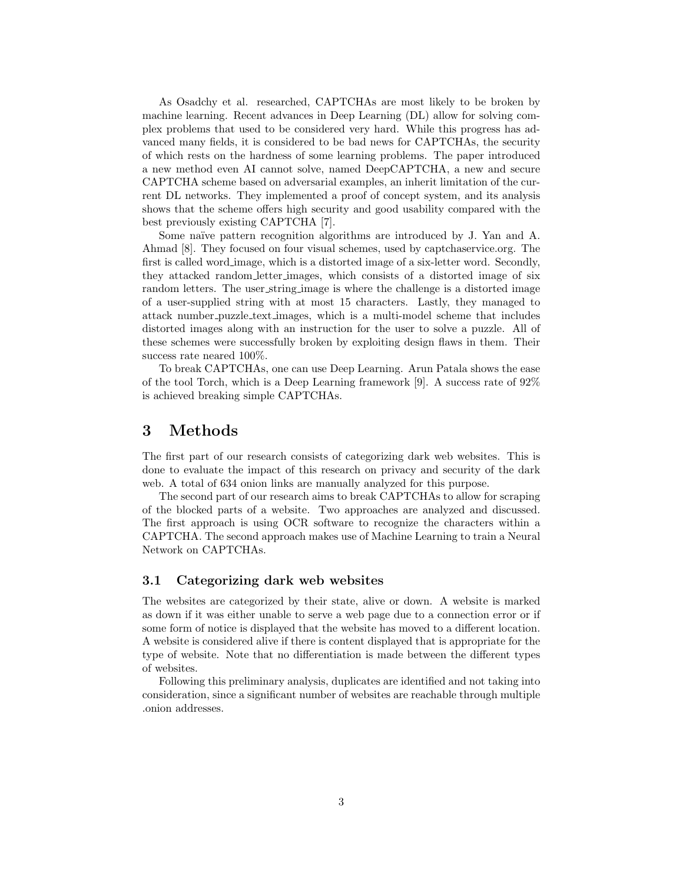As Osadchy et al. researched, CAPTCHAs are most likely to be broken by machine learning. Recent advances in Deep Learning (DL) allow for solving complex problems that used to be considered very hard. While this progress has advanced many fields, it is considered to be bad news for CAPTCHAs, the security of which rests on the hardness of some learning problems. The paper introduced a new method even AI cannot solve, named DeepCAPTCHA, a new and secure CAPTCHA scheme based on adversarial examples, an inherit limitation of the current DL networks. They implemented a proof of concept system, and its analysis shows that the scheme offers high security and good usability compared with the best previously existing CAPTCHA [7].

Some naïve pattern recognition algorithms are introduced by J. Yan and A. Ahmad [8]. They focused on four visual schemes, used by captchaservice.org. The first is called word_image, which is a distorted image of a six-letter word. Secondly, they attacked random_letter_images, which consists of a distorted image of six random letters. The user_string_image is where the challenge is a distorted image of a user-supplied string with at most 15 characters. Lastly, they managed to attack number_puzzle_text_images, which is a multi-model scheme that includes distorted images along with an instruction for the user to solve a puzzle. All of these schemes were successfully broken by exploiting design flaws in them. Their success rate neared 100%.

To break CAPTCHAs, one can use Deep Learning. Arun Patala shows the ease of the tool Torch, which is a Deep Learning framework [9]. A success rate of 92% is achieved breaking simple CAPTCHAs.

## 3 Methods

The first part of our research consists of categorizing dark web websites. This is done to evaluate the impact of this research on privacy and security of the dark web. A total of 634 onion links are manually analyzed for this purpose.

The second part of our research aims to break CAPTCHAs to allow for scraping of the blocked parts of a website. Two approaches are analyzed and discussed. The first approach is using OCR software to recognize the characters within a CAPTCHA. The second approach makes use of Machine Learning to train a Neural Network on CAPTCHAs.

### 3.1 Categorizing dark web websites

The websites are categorized by their state, alive or down. A website is marked as down if it was either unable to serve a web page due to a connection error or if some form of notice is displayed that the website has moved to a different location. A website is considered alive if there is content displayed that is appropriate for the type of website. Note that no differentiation is made between the different types of websites.

Following this preliminary analysis, duplicates are identified and not taking into consideration, since a significant number of websites are reachable through multiple .onion addresses.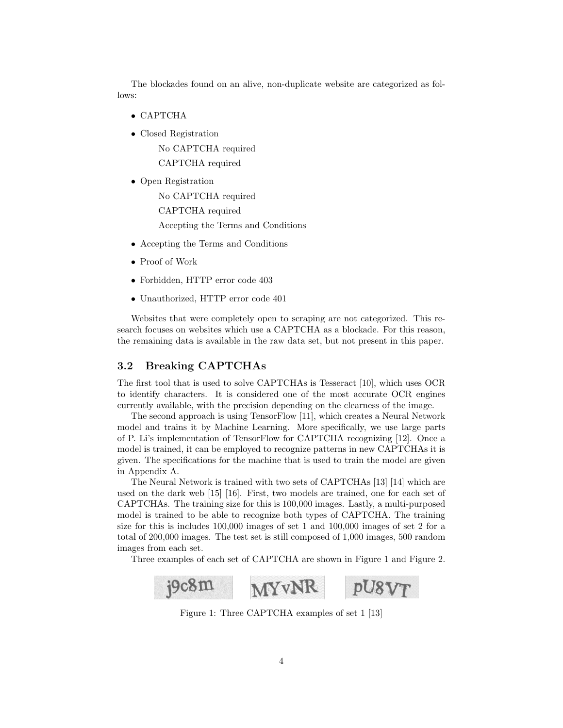The blockades found on an alive, non-duplicate website are categorized as follows:

- CAPTCHA
- Closed Registration
  - No CAPTCHA required
  - CAPTCHA required
- Open Registration
  - No CAPTCHA required
  - CAPTCHA required
  - Accepting the Terms and Conditions
- Accepting the Terms and Conditions
- Proof of Work
- Forbidden, HTTP error code 403
- Unauthorized, HTTP error code 401

Websites that were completely open to scraping are not categorized. This research focuses on websites which use a CAPTCHA as a blockade. For this reason, the remaining data is available in the raw data set, but not present in this paper.

### 3.2 Breaking CAPTCHAs

The first tool that is used to solve CAPTCHAs is Tesseract [10], which uses OCR to identify characters. It is considered one of the most accurate OCR engines currently available, with the precision depending on the clearness of the image.

The second approach is using TensorFlow [11], which creates a Neural Network model and trains it by Machine Learning. More specifically, we use large parts of P. Li's implementation of TensorFlow for CAPTCHA recognizing [12]. Once a model is trained, it can be employed to recognize patterns in new CAPTCHAs it is given. The specifications for the machine that is used to train the model are given in Appendix A.

The Neural Network is trained with two sets of CAPTCHAs [13] [14] which are used on the dark web [15] [16]. First, two models are trained, one for each set of CAPTCHAs. The training size for this is 100,000 images. Lastly, a multi-purposed model is trained to be able to recognize both types of CAPTCHA. The training size for this is includes 100,000 images of set 1 and 100,000 images of set 2 for a total of 200,000 images. The test set is still composed of 1,000 images, 500 random images from each set.

Three examples of each set of CAPTCHA are shown in Figure 1 and Figure 2.

Figure 1: Three CAPTCHA examples of set 1 [13]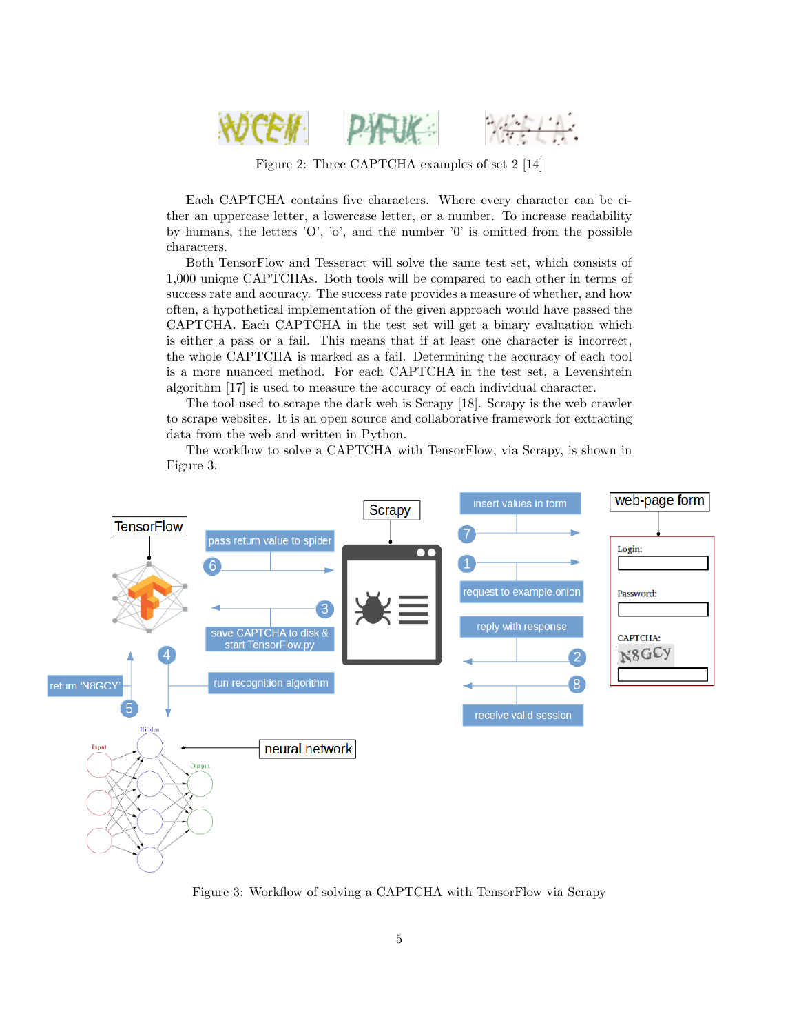Figure 2: Three CAPTCHA examples of set 2 [14]

Each CAPTCHA contains five characters. Where every character can be either an uppercase letter, a lowercase letter, or a number. To increase readability by humans, the letters 'O', 'o', and the number '0' is omitted from the possible characters.

Both TensorFlow and Tesseract will solve the same test set, which consists of 1,000 unique CAPTCHAs. Both tools will be compared to each other in terms of success rate and accuracy. The success rate provides a measure of whether, and how often, a hypothetical implementation of the given approach would have passed the CAPTCHA. Each CAPTCHA in the test set will get a binary evaluation which is either a pass or a fail. This means that if at least one character is incorrect, the whole CAPTCHA is marked as a fail. Determining the accuracy of each tool is a more nuanced method. For each CAPTCHA in the test set, a Levenshtein algorithm [17] is used to measure the accuracy of each individual character.

The tool used to scrape the dark web is Scrapy [18]. Scrapy is the web crawler to scrape websites. It is an open source and collaborative framework for extracting data from the web and written in Python.

The workflow to solve a CAPTCHA with TensorFlow, via Scrapy, is shown in Figure 3.

Figure 3: Workflow of solving a CAPTCHA with TensorFlow via Scrapy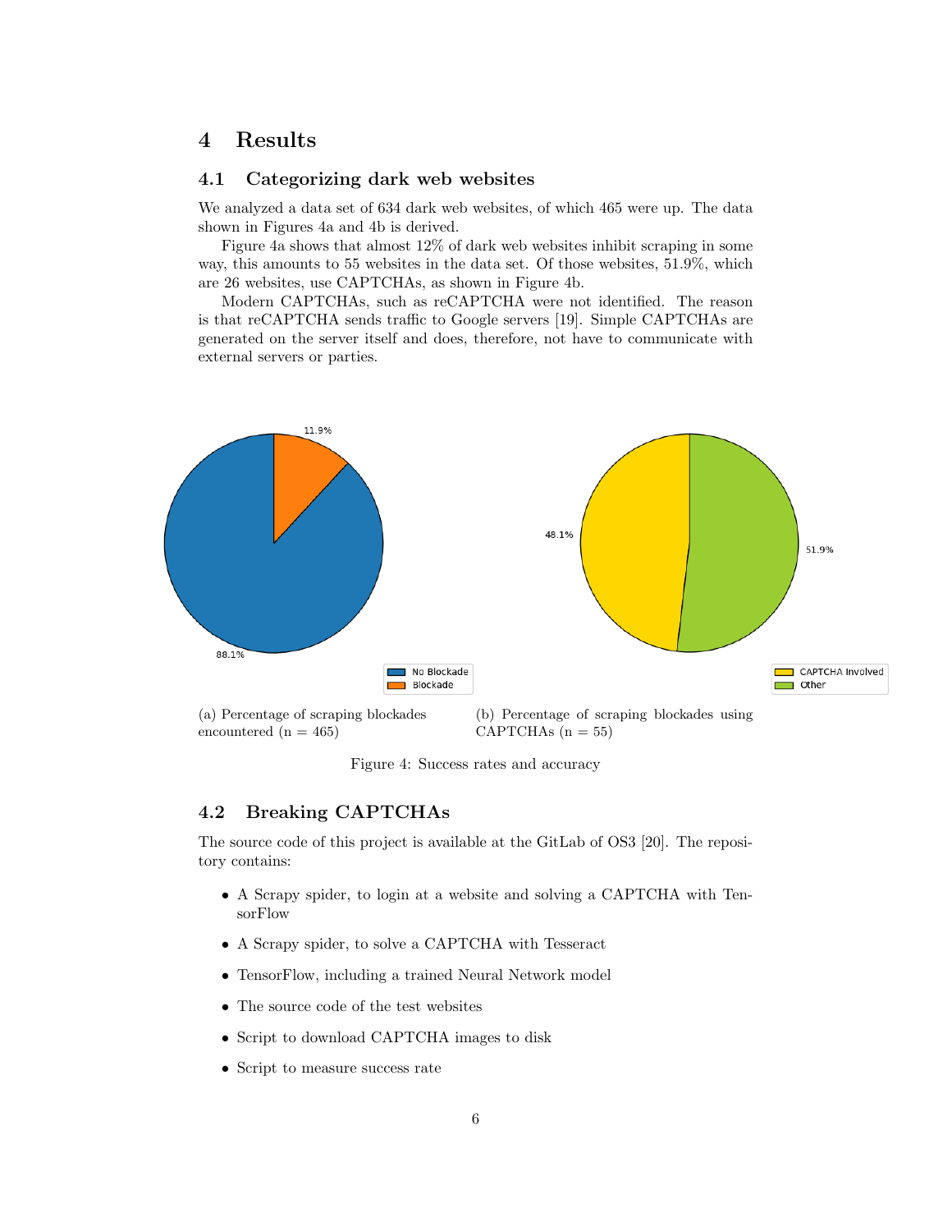## 4 Results

### 4.1 Categorizing dark web websites

We analyzed a data set of 634 dark web websites, of which 465 were up. The data shown in Figures 4a and 4b is derived.

Figure 4a shows that almost 12% of dark web websites inhibit scraping in some way, this amounts to 55 websites in the data set. Of those websites, 51.9%, which are 26 websites, use CAPTCHAs, as shown in Figure 4b.

Modern CAPTCHAs, such as reCAPTCHA were not identified. The reason is that reCAPTCHA sends traffic to Google servers [19]. Simple CAPTCHAs are generated on the server itself and does, therefore, not have to communicate with external servers or parties.

(a) Percentage of scraping blockades encountered (n = 465)

(b) Percentage of scraping blockades using CAPTCHAs (n = 55)

Figure 4: Success rates and accuracy

### 4.2 Breaking CAPTCHAs

The source code of this project is available at the GitLab of OS3 [20]. The repository contains:

- A Scrapy spider, to login at a website and solving a CAPTCHA with TensorFlow
- A Scrapy spider, to solve a CAPTCHA with Tesseract
- TensorFlow, including a trained Neural Network model
- The source code of the test websites
- Script to download CAPTCHA images to disk
- Script to measure success rate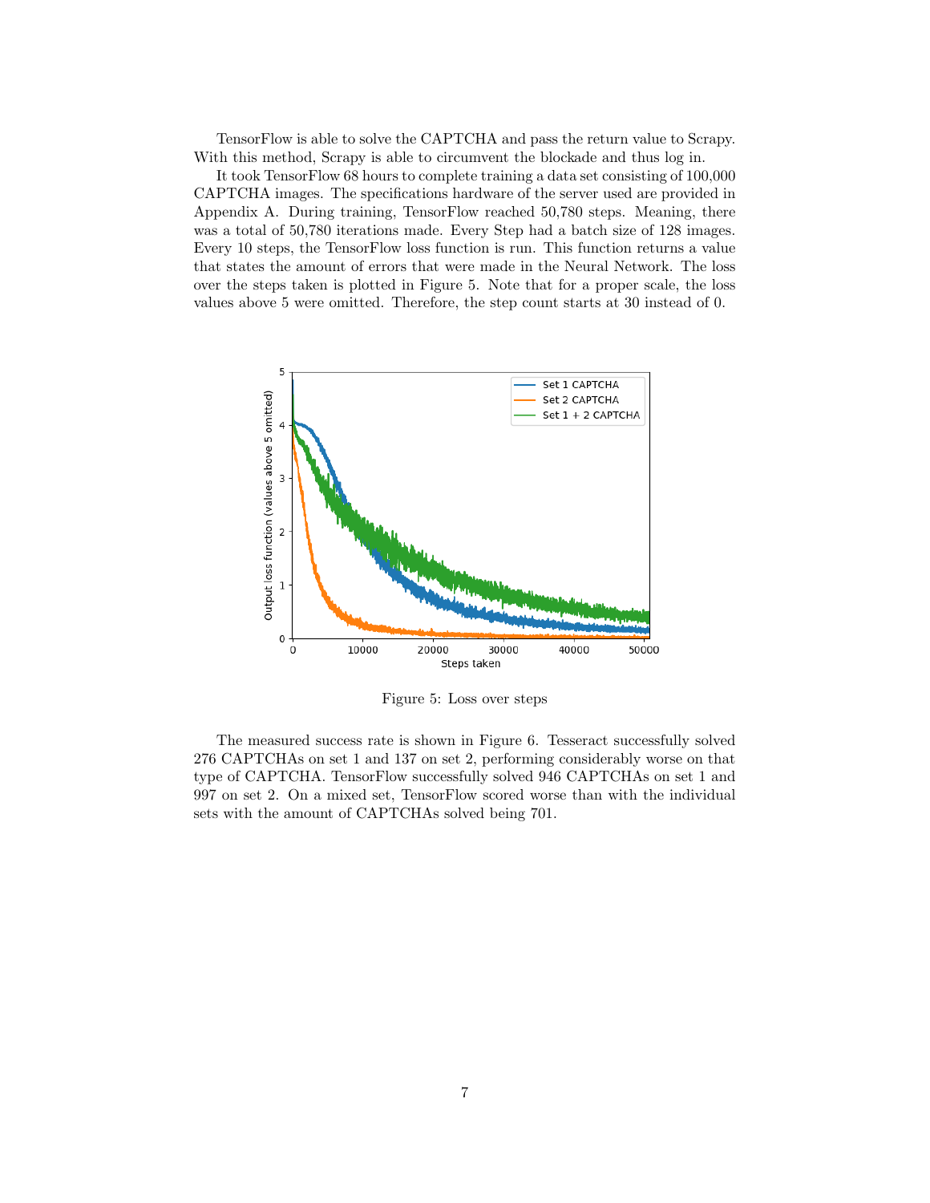TensorFlow is able to solve the CAPTCHA and pass the return value to Scrapy. With this method, Scrapy is able to circumvent the blockade and thus log in.

It took TensorFlow 68 hours to complete training a data set consisting of 100,000 CAPTCHA images. The specifications hardware of the server used are provided in Appendix A. During training, TensorFlow reached 50,780 steps. Meaning, there was a total of 50,780 iterations made. Every Step had a batch size of 128 images. Every 10 steps, the TensorFlow loss function is run. This function returns a value that states the amount of errors that were made in the Neural Network. The loss over the steps taken is plotted in Figure 5. Note that for a proper scale, the loss values above 5 were omitted. Therefore, the step count starts at 30 instead of 0.

Figure 5: Loss over steps

The measured success rate is shown in Figure 6. Tesseract successfully solved 276 CAPTCHAs on set 1 and 137 on set 2, performing considerably worse on that type of CAPTCHA. TensorFlow successfully solved 946 CAPTCHAs on set 1 and 997 on set 2. On a mixed set, TensorFlow scored worse than with the individual sets with the amount of CAPTCHAs solved being 701.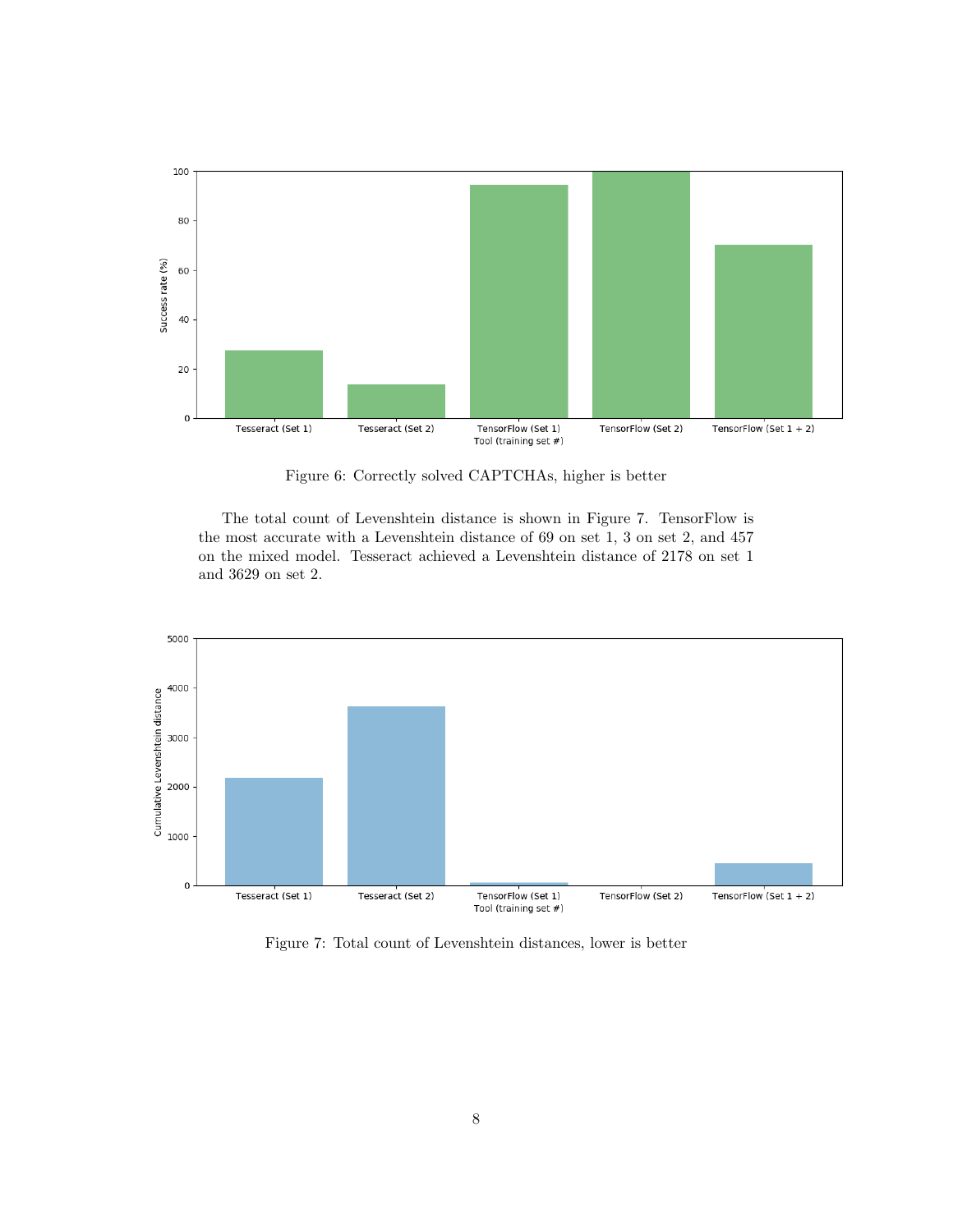Figure 6: Correctly solved CAPTCHAs, higher is better

The total count of Levenshtein distance is shown in Figure 7. TensorFlow is the most accurate with a Levenshtein distance of 69 on set 1, 3 on set 2, and 457 on the mixed model. Tesseract achieved a Levenshtein distance of 2178 on set 1 and 3629 on set 2.

Figure 7: Total count of Levenshtein distances, lower is better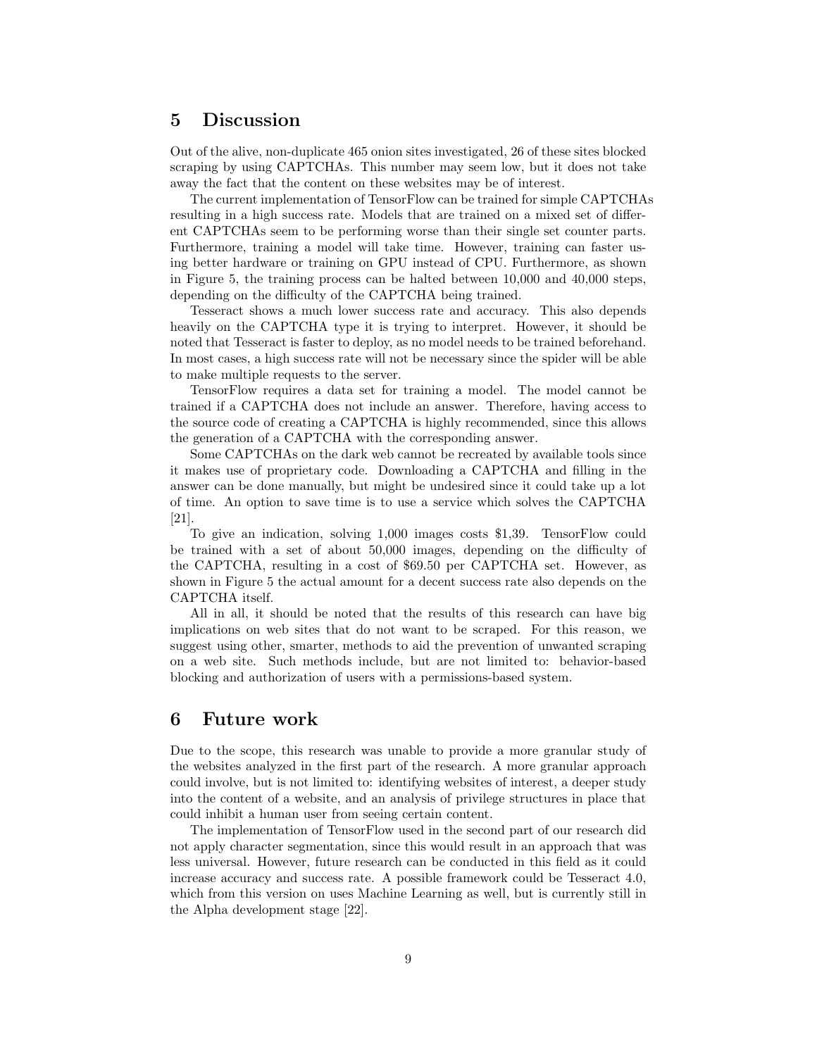## 5 Discussion

Out of the alive, non-duplicate 465 onion sites investigated, 26 of these sites blocked scraping by using CAPTCHAs. This number may seem low, but it does not take away the fact that the content on these websites may be of interest.

The current implementation of TensorFlow can be trained for simple CAPTCHAs resulting in a high success rate. Models that are trained on a mixed set of different CAPTCHAs seem to be performing worse than their single set counter parts. Furthermore, training a model will take time. However, training can faster using better hardware or training on GPU instead of CPU. Furthermore, as shown in Figure 5, the training process can be halted between 10,000 and 40,000 steps, depending on the difficulty of the CAPTCHA being trained.

Tesseract shows a much lower success rate and accuracy. This also depends heavily on the CAPTCHA type it is trying to interpret. However, it should be noted that Tesseract is faster to deploy, as no model needs to be trained beforehand. In most cases, a high success rate will not be necessary since the spider will be able to make multiple requests to the server.

TensorFlow requires a data set for training a model. The model cannot be trained if a CAPTCHA does not include an answer. Therefore, having access to the source code of creating a CAPTCHA is highly recommended, since this allows the generation of a CAPTCHA with the corresponding answer.

Some CAPTCHAs on the dark web cannot be recreated by available tools since it makes use of proprietary code. Downloading a CAPTCHA and filling in the answer can be done manually, but might be undesired since it could take up a lot of time. An option to save time is to use a service which solves the CAPTCHA [21].

To give an indication, solving 1,000 images costs $1,39. TensorFlow could be trained with a set of about 50,000 images, depending on the difficulty of the CAPTCHA, resulting in a cost of $69.50 per CAPTCHA set. However, as shown in Figure 5 the actual amount for a decent success rate also depends on the CAPTCHA itself.

All in all, it should be noted that the results of this research can have big implications on web sites that do not want to be scraped. For this reason, we suggest using other, smarter, methods to aid the prevention of unwanted scraping on a web site. Such methods include, but are not limited to: behavior-based blocking and authorization of users with a permissions-based system.

## 6 Future work

Due to the scope, this research was unable to provide a more granular study of the websites analyzed in the first part of the research. A more granular approach could involve, but is not limited to: identifying websites of interest, a deeper study into the content of a website, and an analysis of privilege structures in place that could inhibit a human user from seeing certain content.

The implementation of TensorFlow used in the second part of our research did not apply character segmentation, since this would result in an approach that was less universal. However, future research can be conducted in this field as it could increase accuracy and success rate. A possible framework could be Tesseract 4.0, which from this version on uses Machine Learning as well, but is currently still in the Alpha development stage [22].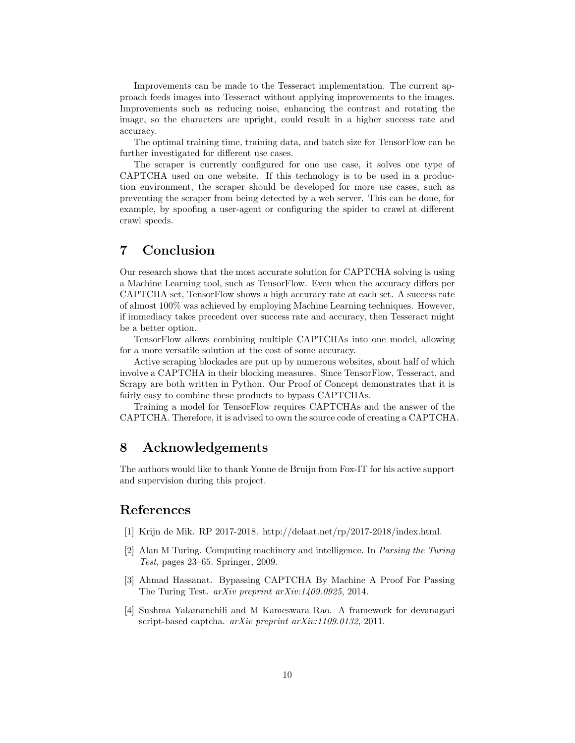Improvements can be made to the Tesseract implementation. The current approach feeds images into Tesseract without applying improvements to the images. Improvements such as reducing noise, enhancing the contrast and rotating the image, so the characters are upright, could result in a higher success rate and accuracy.

The optimal training time, training data, and batch size for TensorFlow can be further investigated for different use cases.

The scraper is currently configured for one use case, it solves one type of CAPTCHA used on one website. If this technology is to be used in a production environment, the scraper should be developed for more use cases, such as preventing the scraper from being detected by a web server. This can be done, for example, by spoofing a user-agent or configuring the spider to crawl at different crawl speeds.

# 7 Conclusion

Our research shows that the most accurate solution for CAPTCHA solving is using a Machine Learning tool, such as TensorFlow. Even when the accuracy differs per CAPTCHA set, TensorFlow shows a high accuracy rate at each set. A success rate of almost 100% was achieved by employing Machine Learning techniques. However, if immediacy takes precedent over success rate and accuracy, then Tesseract might be a better option.

TensorFlow allows combining multiple CAPTCHAs into one model, allowing for a more versatile solution at the cost of some accuracy.

Active scraping blockades are put up by numerous websites, about half of which involve a CAPTCHA in their blocking measures. Since TensorFlow, Tesseract, and Scrapy are both written in Python. Our Proof of Concept demonstrates that it is fairly easy to combine these products to bypass CAPTCHAs.

Training a model for TensorFlow requires CAPTCHAs and the answer of the CAPTCHA. Therefore, it is advised to own the source code of creating a CAPTCHA.

# 8 Acknowledgements

The authors would like to thank Yonne de Bruijn from Fox-IT for his active support and supervision during this project.

# References

[1] Krijn de Mik. RP 2017-2018. http://delaat.net/rp/2017-2018/index.html.

[2] Alan M Turing. Computing machinery and intelligence. In *Parsing the Turing Test*, pages 23–65. Springer, 2009.

[3] Ahmad Hassanat. Bypassing CAPTCHA By Machine A Proof For Passing The Turing Test. *arXiv preprint arXiv:1409.0925*, 2014.

[4] Sushma Yalamanchili and M Kameswara Rao. A framework for devanagari script-based captcha. *arXiv preprint arXiv:1109.0132*, 2011.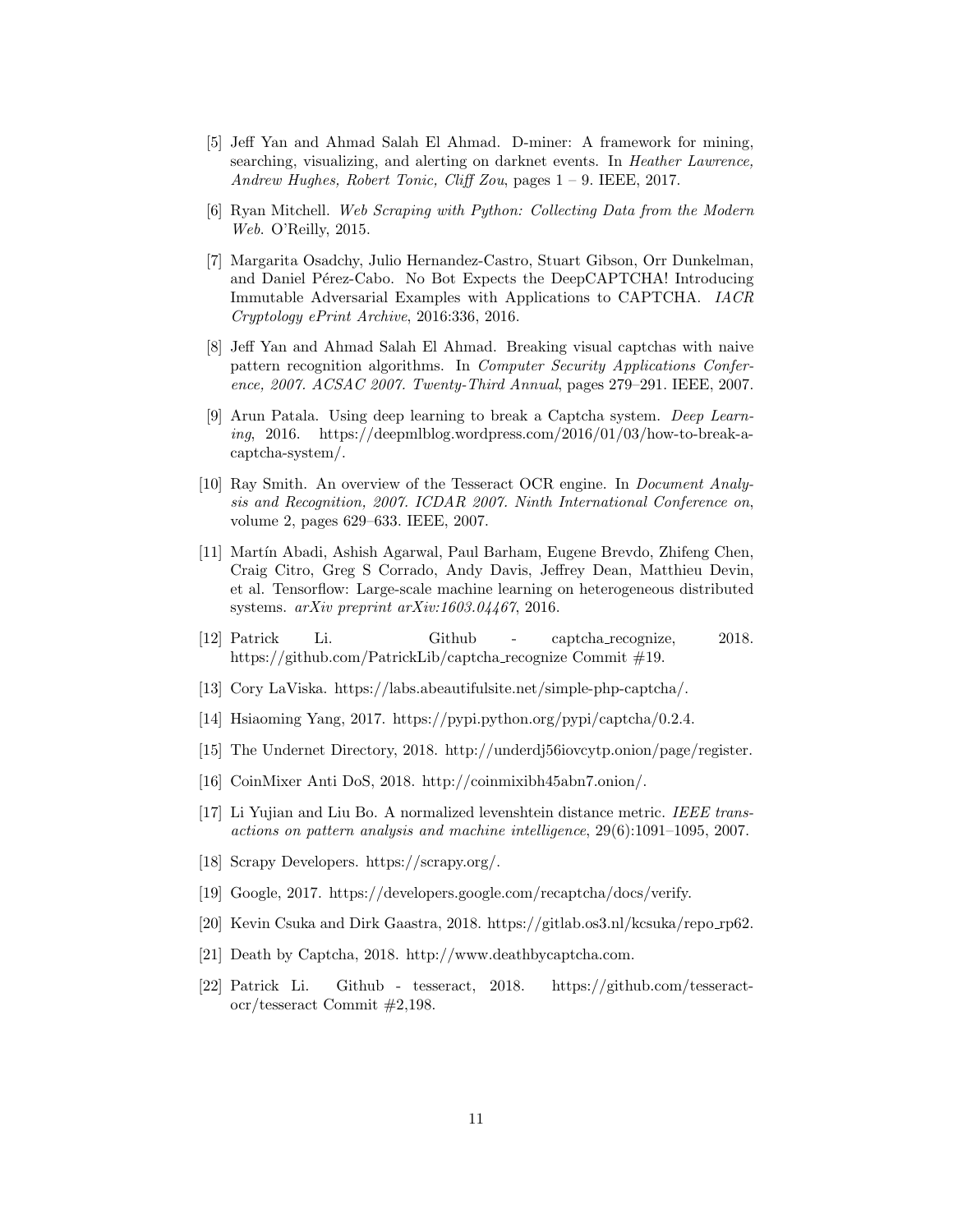[5] Jeff Yan and Ahmad Salah El Ahmad. D-miner: A framework for mining, searching, visualizing, and alerting on darknet events. In *Heather Lawrence, Andrew Hughes, Robert Tonic, Cliff Zou*, pages 1 – 9. IEEE, 2017.

[6] Ryan Mitchell. *Web Scraping with Python: Collecting Data from the Modern Web*. O'Reilly, 2015.

[7] Margarita Osadchy, Julio Hernandez-Castro, Stuart Gibson, Orr Dunkelman, and Daniel Pérez-Cabo. No Bot Expects the DeepCAPTCHA! Introducing Immutable Adversarial Examples with Applications to CAPTCHA. *IACR Cryptology ePrint Archive*, 2016:336, 2016.

[8] Jeff Yan and Ahmad Salah El Ahmad. Breaking visual captchas with naive pattern recognition algorithms. In *Computer Security Applications Conference, 2007. ACSAC 2007. Twenty-Third Annual*, pages 279–291. IEEE, 2007.

[9] Arun Patala. Using deep learning to break a Captcha system. *Deep Learning*, 2016. https://deepmlblog.wordpress.com/2016/01/03/how-to-break-a-captcha-system/.

[10] Ray Smith. An overview of the Tesseract OCR engine. In *Document Analysis and Recognition, 2007. ICDAR 2007. Ninth International Conference on*, volume 2, pages 629–633. IEEE, 2007.

[11] Martín Abadi, Ashish Agarwal, Paul Barham, Eugene Brevdo, Zhifeng Chen, Craig Citro, Greg S Corrado, Andy Davis, Jeffrey Dean, Matthieu Devin, et al. Tensorflow: Large-scale machine learning on heterogeneous distributed systems. *arXiv preprint arXiv:1603.04467*, 2016.

[12] Patrick Li. Github - captcha_recognize, 2018. https://github.com/PatrickLib/captcha_recognize Commit #19.

[13] Cory LaViska. https://labs.abeautifulsite.net/simple-php-captcha/.

[14] Hsiaoming Yang, 2017. https://pypi.python.org/pypi/captcha/0.2.4.

[15] The Undernet Directory, 2018. http://underdj56iovcytp.onion/page/register.

[16] CoinMixer Anti DoS, 2018. http://coinmixibh45abn7.onion/.

[17] Li Yujian and Liu Bo. A normalized levenshtein distance metric. *IEEE transactions on pattern analysis and machine intelligence*, 29(6):1091–1095, 2007.

[18] Scrapy Developers. https://scrapy.org/.

[19] Google, 2017. https://developers.google.com/recaptcha/docs/verify.

[20] Kevin Csuka and Dirk Gaastra, 2018. https://gitlab.os3.nl/kcsuka/repo_rp62.

[21] Death by Captcha, 2018. http://www.deathbycaptcha.com.

[22] Patrick Li. Github - tesseract, 2018. https://github.com/tesseract-ocr/tesseract Commit #2,198.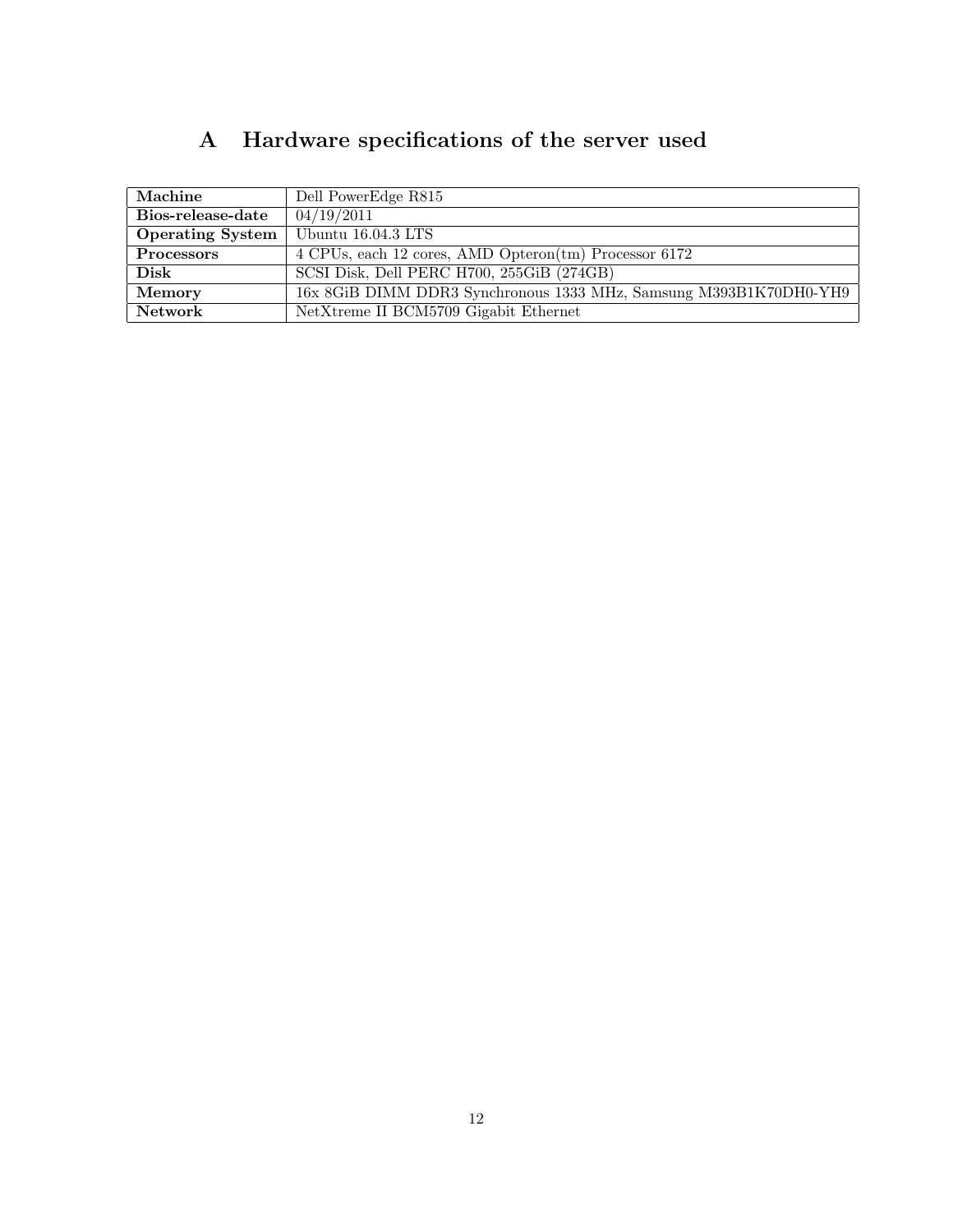# A Hardware specifications of the server used

| | |
|---|---|
| **Machine** | Dell PowerEdge R815 |
| **Bios-release-date** | 04/19/2011 |
| **Operating System** | Ubuntu 16.04.3 LTS |
| **Processors** | 4 CPUs, each 12 cores, AMD Opteron(tm) Processor 6172 |
| **Disk** | SCSI Disk, Dell PERC H700, 255GiB (274GB) |
| **Memory** | 16x 8GiB DIMM DDR3 Synchronous 1333 MHz, Samsung M393B1K70DH0-YH9 |
| **Network** | NetXtreme II BCM5709 Gigabit Ethernet |